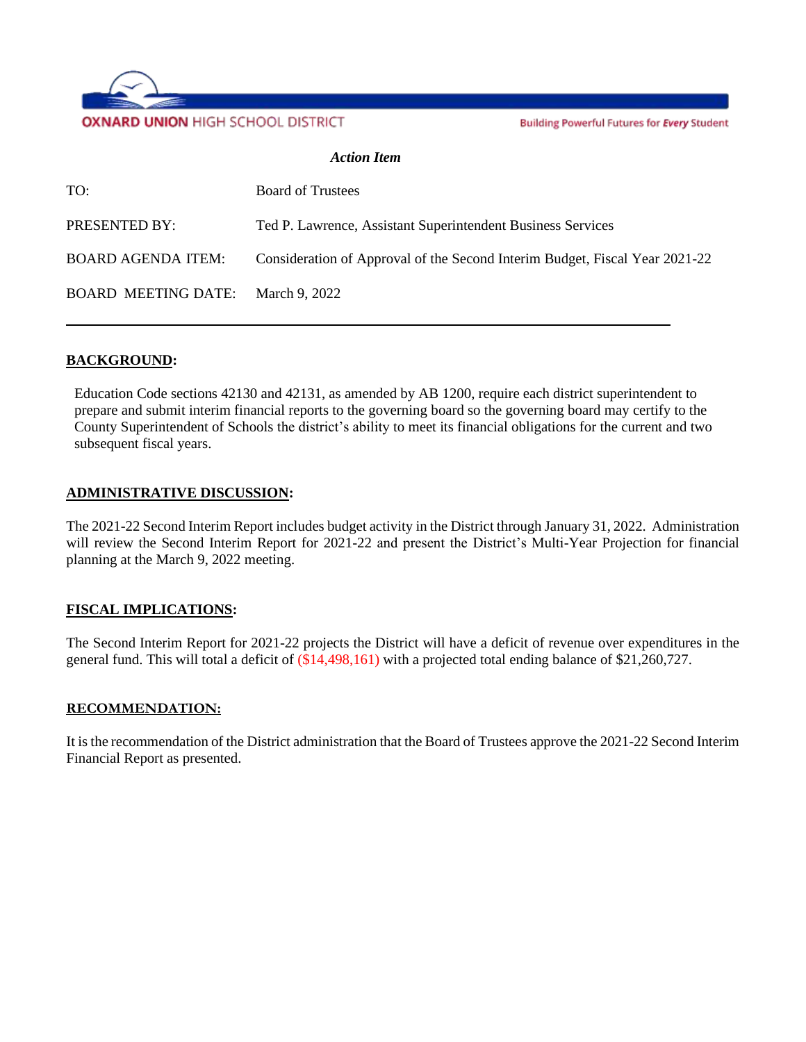**OXNARD UNION** HIGH SCHOOL DISTRICT

Building Powerful Futures for *Every* Student

***Action Item***

| | |
|---|---|
| TO: | Board of Trustees |
| PRESENTED BY: | Ted P. Lawrence, Assistant Superintendent Business Services |
| BOARD AGENDA ITEM: | Consideration of Approval of the Second Interim Budget, Fiscal Year 2021-22 |
| BOARD MEETING DATE: | March 9, 2022 |

---

## BACKGROUND:

Education Code sections 42130 and 42131, as amended by AB 1200, require each district superintendent to prepare and submit interim financial reports to the governing board so the governing board may certify to the County Superintendent of Schools the district's ability to meet its financial obligations for the current and two subsequent fiscal years.

## ADMINISTRATIVE DISCUSSION:

The 2021-22 Second Interim Report includes budget activity in the District through January 31, 2022. Administration will review the Second Interim Report for 2021-22 and present the District's Multi-Year Projection for financial planning at the March 9, 2022 meeting.

## FISCAL IMPLICATIONS:

The Second Interim Report for 2021-22 projects the District will have a deficit of revenue over expenditures in the general fund. This will total a deficit of ($14,498,161) with a projected total ending balance of $21,260,727.

## RECOMMENDATION:

It is the recommendation of the District administration that the Board of Trustees approve the 2021-22 Second Interim Financial Report as presented.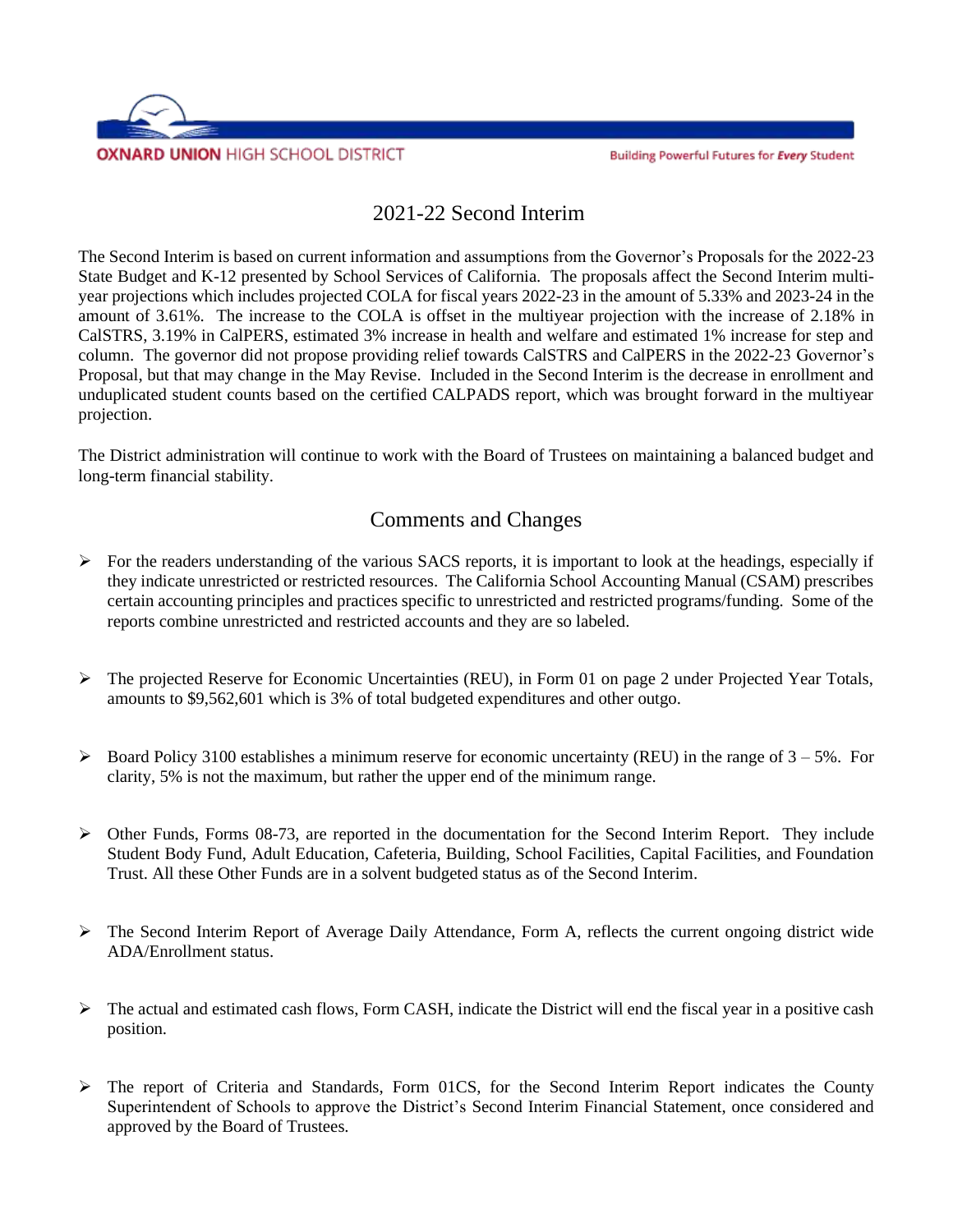OXNARD UNION HIGH SCHOOL DISTRICT

Building Powerful Futures for *Every* Student

## 2021-22 Second Interim

The Second Interim is based on current information and assumptions from the Governor's Proposals for the 2022-23 State Budget and K-12 presented by School Services of California. The proposals affect the Second Interim multi-year projections which includes projected COLA for fiscal years 2022-23 in the amount of 5.33% and 2023-24 in the amount of 3.61%. The increase to the COLA is offset in the multiyear projection with the increase of 2.18% in CalSTRS, 3.19% in CalPERS, estimated 3% increase in health and welfare and estimated 1% increase for step and column. The governor did not propose providing relief towards CalSTRS and CalPERS in the 2022-23 Governor's Proposal, but that may change in the May Revise. Included in the Second Interim is the decrease in enrollment and unduplicated student counts based on the certified CALPADS report, which was brought forward in the multiyear projection.

The District administration will continue to work with the Board of Trustees on maintaining a balanced budget and long-term financial stability.

## Comments and Changes

- For the readers understanding of the various SACS reports, it is important to look at the headings, especially if they indicate unrestricted or restricted resources. The California School Accounting Manual (CSAM) prescribes certain accounting principles and practices specific to unrestricted and restricted programs/funding. Some of the reports combine unrestricted and restricted accounts and they are so labeled.

- The projected Reserve for Economic Uncertainties (REU), in Form 01 on page 2 under Projected Year Totals, amounts to $9,562,601 which is 3% of total budgeted expenditures and other outgo.

- Board Policy 3100 establishes a minimum reserve for economic uncertainty (REU) in the range of 3 – 5%. For clarity, 5% is not the maximum, but rather the upper end of the minimum range.

- Other Funds, Forms 08-73, are reported in the documentation for the Second Interim Report. They include Student Body Fund, Adult Education, Cafeteria, Building, School Facilities, Capital Facilities, and Foundation Trust. All these Other Funds are in a solvent budgeted status as of the Second Interim.

- The Second Interim Report of Average Daily Attendance, Form A, reflects the current ongoing district wide ADA/Enrollment status.

- The actual and estimated cash flows, Form CASH, indicate the District will end the fiscal year in a positive cash position.

- The report of Criteria and Standards, Form 01CS, for the Second Interim Report indicates the County Superintendent of Schools to approve the District's Second Interim Financial Statement, once considered and approved by the Board of Trustees.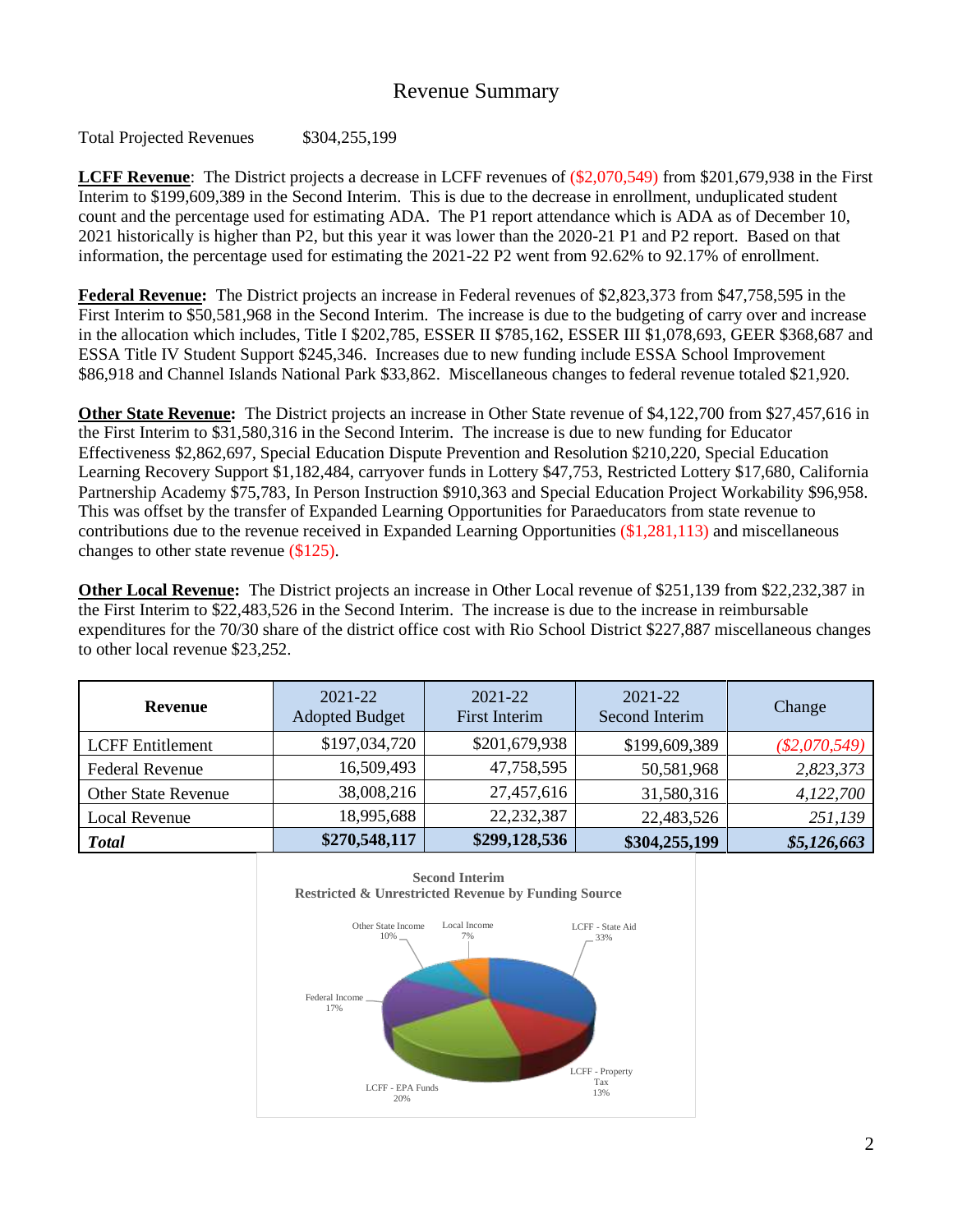# Revenue Summary

Total Projected Revenues $304,255,199

**LCFF Revenue**: The District projects a decrease in LCFF revenues of ($2,070,549) from $201,679,938 in the First Interim to $199,609,389 in the Second Interim. This is due to the decrease in enrollment, unduplicated student count and the percentage used for estimating ADA. The P1 report attendance which is ADA as of December 10, 2021 historically is higher than P2, but this year it was lower than the 2020-21 P1 and P2 report. Based on that information, the percentage used for estimating the 2021-22 P2 went from 92.62% to 92.17% of enrollment.

**Federal Revenue:** The District projects an increase in Federal revenues of $2,823,373 from $47,758,595 in the First Interim to $50,581,968 in the Second Interim. The increase is due to the budgeting of carry over and increase in the allocation which includes, Title I $202,785, ESSER II $785,162, ESSER III $1,078,693, GEER $368,687 and ESSA Title IV Student Support $245,346. Increases due to new funding include ESSA School Improvement $86,918 and Channel Islands National Park $33,862. Miscellaneous changes to federal revenue totaled $21,920.

**Other State Revenue:** The District projects an increase in Other State revenue of $4,122,700 from $27,457,616 in the First Interim to $31,580,316 in the Second Interim. The increase is due to new funding for Educator Effectiveness $2,862,697, Special Education Dispute Prevention and Resolution $210,220, Special Education Learning Recovery Support $1,182,484, carryover funds in Lottery $47,753, Restricted Lottery $17,680, California Partnership Academy $75,783, In Person Instruction $910,363 and Special Education Project Workability $96,958. This was offset by the transfer of Expanded Learning Opportunities for Paraeducators from state revenue to contributions due to the revenue received in Expanded Learning Opportunities ($1,281,113) and miscellaneous changes to other state revenue ($125).

**Other Local Revenue:** The District projects an increase in Other Local revenue of $251,139 from $22,232,387 in the First Interim to $22,483,526 in the Second Interim. The increase is due to the increase in reimbursable expenditures for the 70/30 share of the district office cost with Rio School District $227,887 miscellaneous changes to other local revenue $23,252.

| Revenue | 2021-22 Adopted Budget | 2021-22 First Interim | 2021-22 Second Interim | Change |
|---|---|---|---|---|
| LCFF Entitlement | $197,034,720 | $201,679,938 | $199,609,389 | *($2,070,549)* |
| Federal Revenue | 16,509,493 | 47,758,595 | 50,581,968 | *2,823,373* |
| Other State Revenue | 38,008,216 | 27,457,616 | 31,580,316 | *4,122,700* |
| Local Revenue | 18,995,688 | 22,232,387 | 22,483,526 | *251,139* |
| ***Total*** | **$270,548,117** | **$299,128,536** | **$304,255,199** | ***$5,126,663*** |

**Second Interim**
**Restricted & Unrestricted Revenue by Funding Source**

- LCFF - State Aid 33%
- LCFF - Property Tax 13%
- LCFF - EPA Funds 20%
- Federal Income 17%
- Other State Income 10%
- Local Income 7%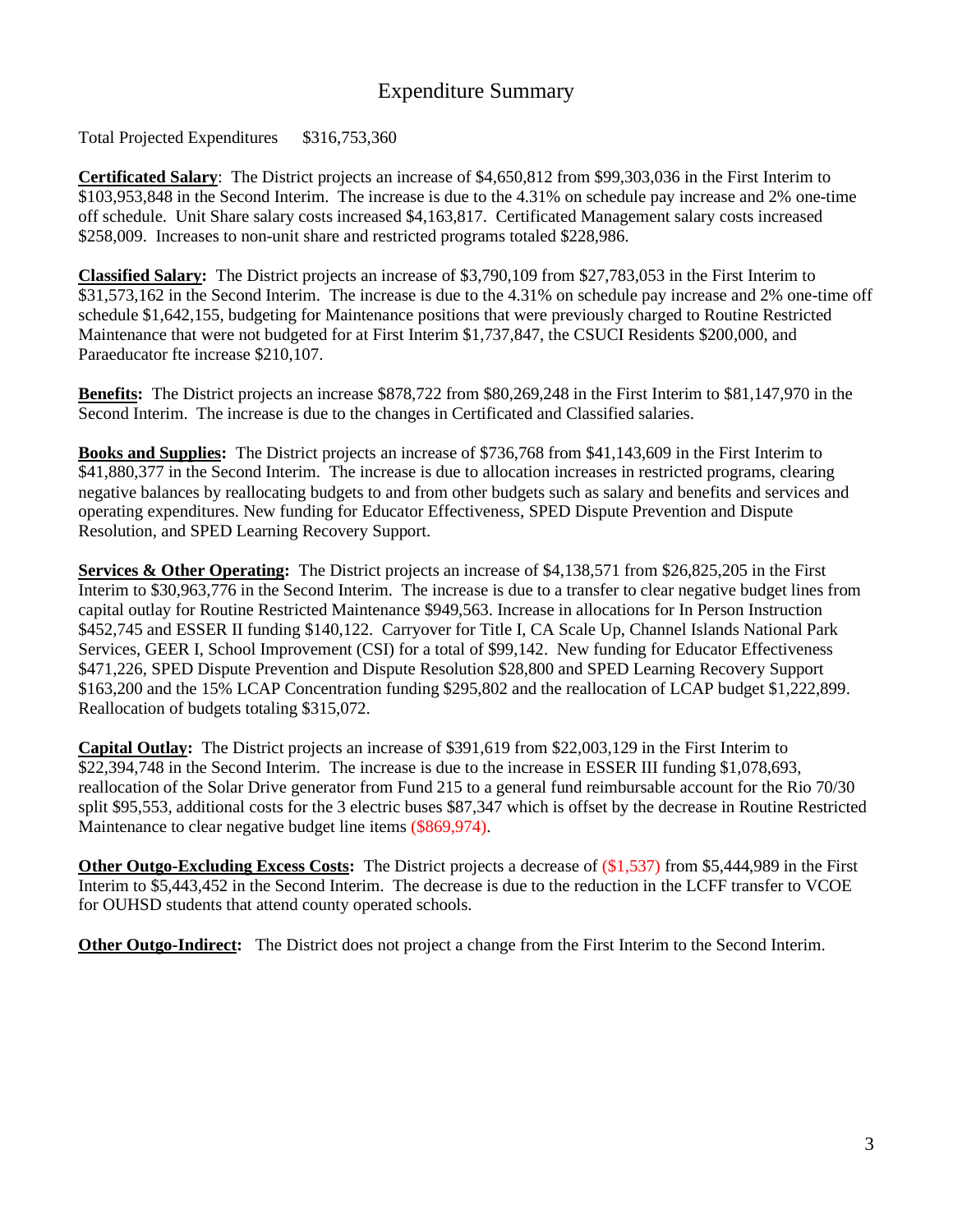# Expenditure Summary

Total Projected Expenditures $316,753,360

**Certificated Salary**: The District projects an increase of $4,650,812 from $99,303,036 in the First Interim to $103,953,848 in the Second Interim. The increase is due to the 4.31% on schedule pay increase and 2% one-time off schedule. Unit Share salary costs increased $4,163,817. Certificated Management salary costs increased $258,009. Increases to non-unit share and restricted programs totaled $228,986.

**Classified Salary:** The District projects an increase of $3,790,109 from $27,783,053 in the First Interim to $31,573,162 in the Second Interim. The increase is due to the 4.31% on schedule pay increase and 2% one-time off schedule $1,642,155, budgeting for Maintenance positions that were previously charged to Routine Restricted Maintenance that were not budgeted for at First Interim $1,737,847, the CSUCI Residents $200,000, and Paraeducator fte increase $210,107.

**Benefits:** The District projects an increase $878,722 from $80,269,248 in the First Interim to $81,147,970 in the Second Interim. The increase is due to the changes in Certificated and Classified salaries.

**Books and Supplies:** The District projects an increase of $736,768 from $41,143,609 in the First Interim to $41,880,377 in the Second Interim. The increase is due to allocation increases in restricted programs, clearing negative balances by reallocating budgets to and from other budgets such as salary and benefits and services and operating expenditures. New funding for Educator Effectiveness, SPED Dispute Prevention and Dispute Resolution, and SPED Learning Recovery Support.

**Services & Other Operating:** The District projects an increase of $4,138,571 from $26,825,205 in the First Interim to $30,963,776 in the Second Interim. The increase is due to a transfer to clear negative budget lines from capital outlay for Routine Restricted Maintenance $949,563. Increase in allocations for In Person Instruction $452,745 and ESSER II funding $140,122. Carryover for Title I, CA Scale Up, Channel Islands National Park Services, GEER I, School Improvement (CSI) for a total of $99,142. New funding for Educator Effectiveness $471,226, SPED Dispute Prevention and Dispute Resolution $28,800 and SPED Learning Recovery Support $163,200 and the 15% LCAP Concentration funding $295,802 and the reallocation of LCAP budget $1,222,899. Reallocation of budgets totaling $315,072.

**Capital Outlay:** The District projects an increase of $391,619 from $22,003,129 in the First Interim to $22,394,748 in the Second Interim. The increase is due to the increase in ESSER III funding $1,078,693, reallocation of the Solar Drive generator from Fund 215 to a general fund reimbursable account for the Rio 70/30 split $95,553, additional costs for the 3 electric buses $87,347 which is offset by the decrease in Routine Restricted Maintenance to clear negative budget line items ($869,974).

**Other Outgo-Excluding Excess Costs:** The District projects a decrease of ($1,537) from $5,444,989 in the First Interim to $5,443,452 in the Second Interim. The decrease is due to the reduction in the LCFF transfer to VCOE for OUHSD students that attend county operated schools.

**Other Outgo-Indirect:** The District does not project a change from the First Interim to the Second Interim.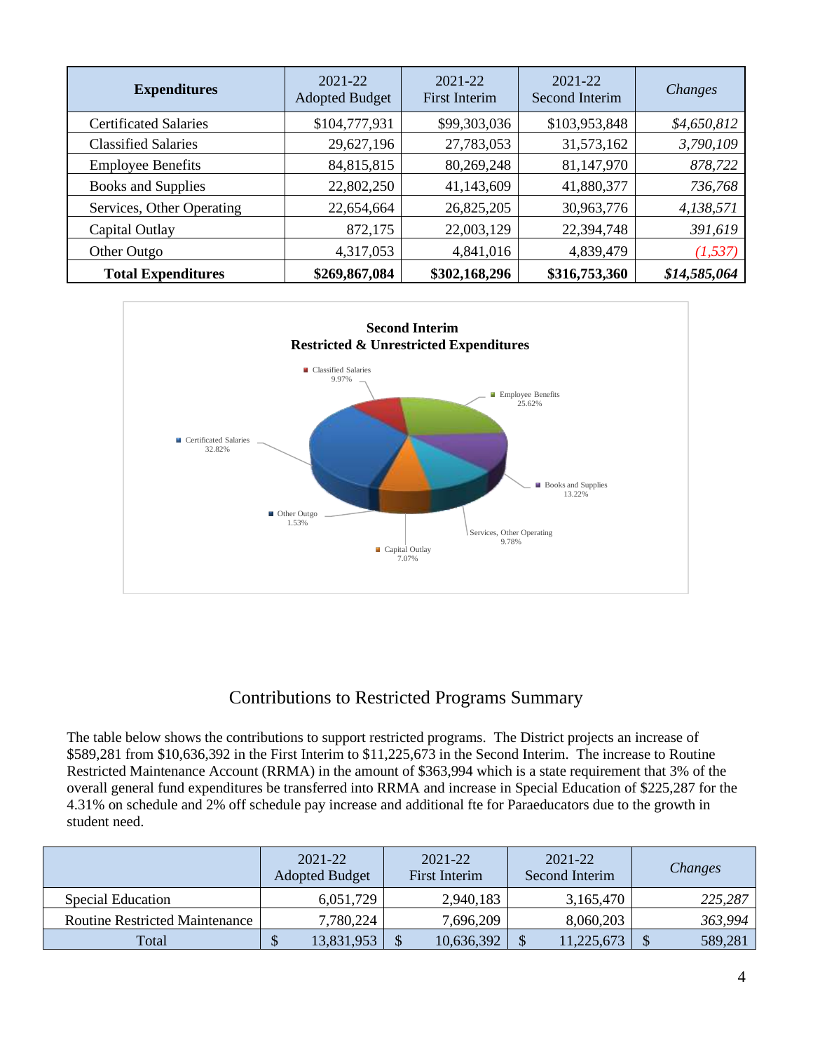| Expenditures | 2021-22 Adopted Budget | 2021-22 First Interim | 2021-22 Second Interim | *Changes* |
|---|---|---|---|---|
| Certificated Salaries | $104,777,931 | $99,303,036 | $103,953,848 | *$4,650,812* |
| Classified Salaries | 29,627,196 | 27,783,053 | 31,573,162 | *3,790,109* |
| Employee Benefits | 84,815,815 | 80,269,248 | 81,147,970 | *878,722* |
| Books and Supplies | 22,802,250 | 41,143,609 | 41,880,377 | *736,768* |
| Services, Other Operating | 22,654,664 | 26,825,205 | 30,963,776 | *4,138,571* |
| Capital Outlay | 872,175 | 22,003,129 | 22,394,748 | *391,619* |
| Other Outgo | 4,317,053 | 4,841,016 | 4,839,479 | *(1,537)* |
| **Total Expenditures** | **$269,867,084** | **$302,168,296** | **$316,753,360** | ***$14,585,064*** |

**Second Interim**
**Restricted & Unrestricted Expenditures**

- Certificated Salaries 32.82%
- Classified Salaries 9.97%
- Employee Benefits 25.62%
- Books and Supplies 13.22%
- Services, Other Operating 9.78%
- Capital Outlay 7.07%
- Other Outgo 1.53%

## Contributions to Restricted Programs Summary

The table below shows the contributions to support restricted programs. The District projects an increase of $589,281 from $10,636,392 in the First Interim to $11,225,673 in the Second Interim. The increase to Routine Restricted Maintenance Account (RRMA) in the amount of $363,994 which is a state requirement that 3% of the overall general fund expenditures be transferred into RRMA and increase in Special Education of $225,287 for the 4.31% on schedule and 2% off schedule pay increase and additional fte for Paraeducators due to the growth in student need.

| | 2021-22 Adopted Budget | 2021-22 First Interim | 2021-22 Second Interim | *Changes* |
|---|---|---|---|---|
| Special Education | 6,051,729 | 2,940,183 | 3,165,470 | *225,287* |
| Routine Restricted Maintenance | 7,780,224 | 7,696,209 | 8,060,203 | *363,994* |
| Total | $ 13,831,953 | $ 10,636,392 | $ 11,225,673 | $ 589,281 |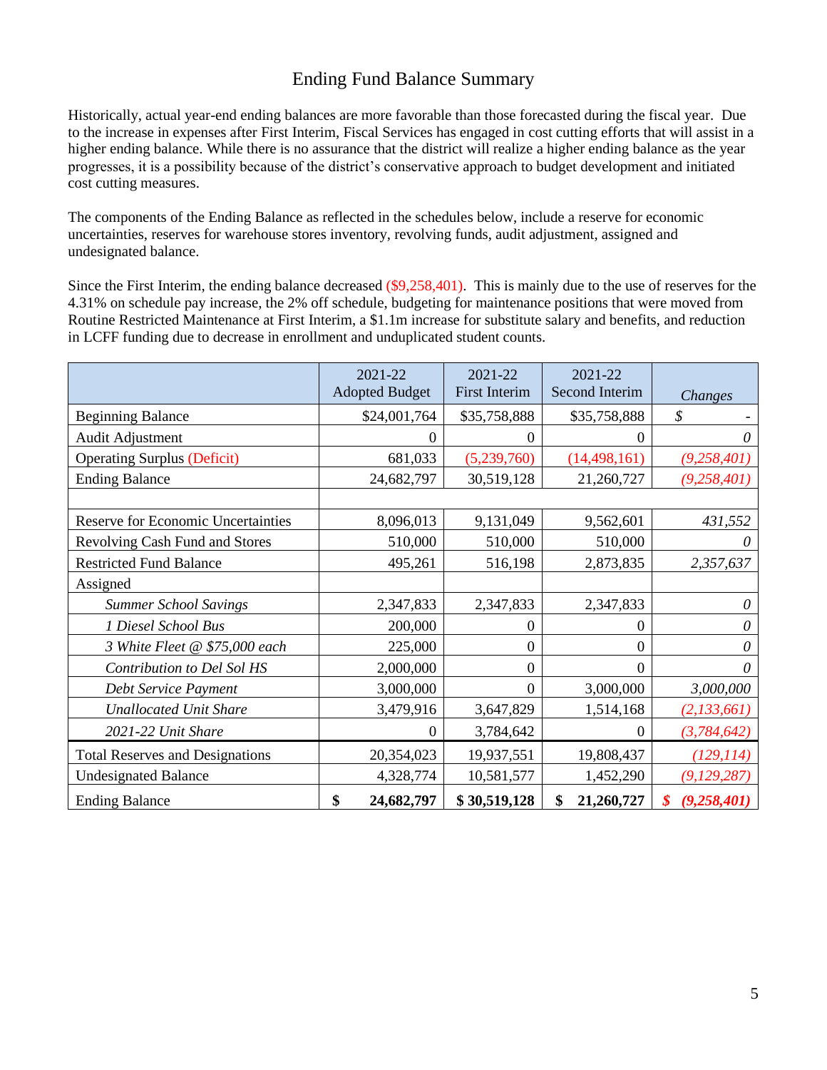# Ending Fund Balance Summary

Historically, actual year-end ending balances are more favorable than those forecasted during the fiscal year. Due to the increase in expenses after First Interim, Fiscal Services has engaged in cost cutting efforts that will assist in a higher ending balance. While there is no assurance that the district will realize a higher ending balance as the year progresses, it is a possibility because of the district's conservative approach to budget development and initiated cost cutting measures.

The components of the Ending Balance as reflected in the schedules below, include a reserve for economic uncertainties, reserves for warehouse stores inventory, revolving funds, audit adjustment, assigned and undesignated balance.

Since the First Interim, the ending balance decreased ($9,258,401). This is mainly due to the use of reserves for the 4.31% on schedule pay increase, the 2% off schedule, budgeting for maintenance positions that were moved from Routine Restricted Maintenance at First Interim, a $1.1m increase for substitute salary and benefits, and reduction in LCFF funding due to decrease in enrollment and unduplicated student counts.

| | 2021-22 Adopted Budget | 2021-22 First Interim | 2021-22 Second Interim | *Changes* |
|---|---|---|---|---|
| Beginning Balance | $24,001,764 | $35,758,888 | $35,758,888 | $ - |
| Audit Adjustment | 0 | 0 | 0 | *0* |
| Operating Surplus (Deficit) | 681,033 | (5,239,760) | (14,498,161) | *(9,258,401)* |
| Ending Balance | 24,682,797 | 30,519,128 | 21,260,727 | *(9,258,401)* |
| | | | | |
| Reserve for Economic Uncertainties | 8,096,013 | 9,131,049 | 9,562,601 | *431,552* |
| Revolving Cash Fund and Stores | 510,000 | 510,000 | 510,000 | *0* |
| Restricted Fund Balance | 495,261 | 516,198 | 2,873,835 | *2,357,637* |
| Assigned | | | | |
| *Summer School Savings* | 2,347,833 | 2,347,833 | 2,347,833 | *0* |
| *1 Diesel School Bus* | 200,000 | 0 | 0 | *0* |
| *3 White Fleet @ $75,000 each* | 225,000 | 0 | 0 | *0* |
| *Contribution to Del Sol HS* | 2,000,000 | 0 | 0 | *0* |
| *Debt Service Payment* | 3,000,000 | 0 | 3,000,000 | *3,000,000* |
| *Unallocated Unit Share* | 3,479,916 | 3,647,829 | 1,514,168 | *(2,133,661)* |
| *2021-22 Unit Share* | 0 | 3,784,642 | 0 | *(3,784,642)* |
| Total Reserves and Designations | 20,354,023 | 19,937,551 | 19,808,437 | *(129,114)* |
| Undesignated Balance | 4,328,774 | 10,581,577 | 1,452,290 | *(9,129,287)* |
| Ending Balance | **$ 24,682,797** | **$ 30,519,128** | **$ 21,260,727** | ***$ (9,258,401)*** |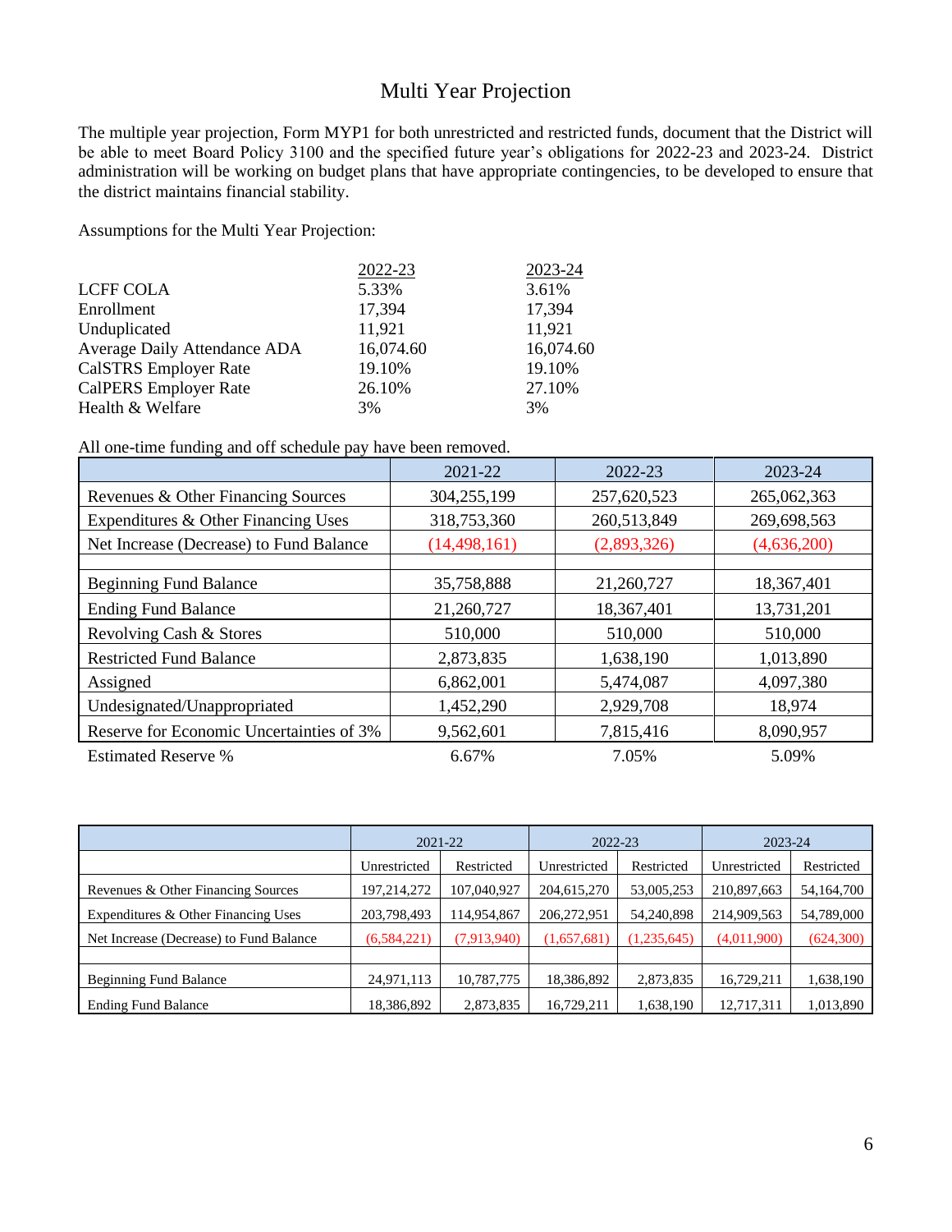# Multi Year Projection

The multiple year projection, Form MYP1 for both unrestricted and restricted funds, document that the District will be able to meet Board Policy 3100 and the specified future year's obligations for 2022-23 and 2023-24. District administration will be working on budget plans that have appropriate contingencies, to be developed to ensure that the district maintains financial stability.

Assumptions for the Multi Year Projection:

| | 2022-23 | 2023-24 |
|---|---|---|
| LCFF COLA | 5.33% | 3.61% |
| Enrollment | 17,394 | 17,394 |
| Unduplicated | 11,921 | 11,921 |
| Average Daily Attendance ADA | 16,074.60 | 16,074.60 |
| CalSTRS Employer Rate | 19.10% | 19.10% |
| CalPERS Employer Rate | 26.10% | 27.10% |
| Health & Welfare | 3% | 3% |

All one-time funding and off schedule pay have been removed.

| | 2021-22 | 2022-23 | 2023-24 |
|---|---|---|---|
| Revenues & Other Financing Sources | 304,255,199 | 257,620,523 | 265,062,363 |
| Expenditures & Other Financing Uses | 318,753,360 | 260,513,849 | 269,698,563 |
| Net Increase (Decrease) to Fund Balance | (14,498,161) | (2,893,326) | (4,636,200) |
| | | | |
| Beginning Fund Balance | 35,758,888 | 21,260,727 | 18,367,401 |
| Ending Fund Balance | 21,260,727 | 18,367,401 | 13,731,201 |
| Revolving Cash & Stores | 510,000 | 510,000 | 510,000 |
| Restricted Fund Balance | 2,873,835 | 1,638,190 | 1,013,890 |
| Assigned | 6,862,001 | 5,474,087 | 4,097,380 |
| Undesignated/Unappropriated | 1,452,290 | 2,929,708 | 18,974 |
| Reserve for Economic Uncertainties of 3% | 9,562,601 | 7,815,416 | 8,090,957 |
| Estimated Reserve % | 6.67% | 7.05% | 5.09% |

| | 2021-22 | | 2022-23 | | 2023-24 | |
|---|---|---|---|---|---|---|
| | Unrestricted | Restricted | Unrestricted | Restricted | Unrestricted | Restricted |
| Revenues & Other Financing Sources | 197,214,272 | 107,040,927 | 204,615,270 | 53,005,253 | 210,897,663 | 54,164,700 |
| Expenditures & Other Financing Uses | 203,798,493 | 114,954,867 | 206,272,951 | 54,240,898 | 214,909,563 | 54,789,000 |
| Net Increase (Decrease) to Fund Balance | (6,584,221) | (7,913,940) | (1,657,681) | (1,235,645) | (4,011,900) | (624,300) |
| | | | | | | |
| Beginning Fund Balance | 24,971,113 | 10,787,775 | 18,386,892 | 2,873,835 | 16,729,211 | 1,638,190 |
| Ending Fund Balance | 18,386,892 | 2,873,835 | 16,729,211 | 1,638,190 | 12,717,311 | 1,013,890 |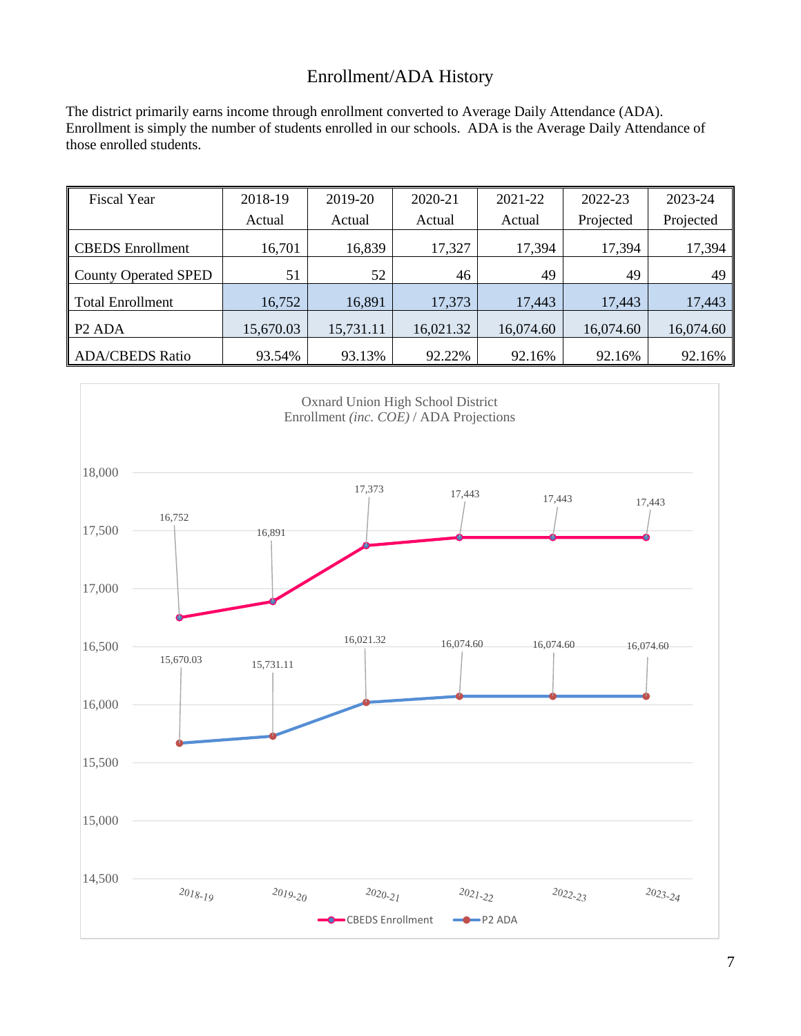# Enrollment/ADA History

The district primarily earns income through enrollment converted to Average Daily Attendance (ADA). Enrollment is simply the number of students enrolled in our schools. ADA is the Average Daily Attendance of those enrolled students.

| Fiscal Year | 2018-19 Actual | 2019-20 Actual | 2020-21 Actual | 2021-22 Actual | 2022-23 Projected | 2023-24 Projected |
|---|---|---|---|---|---|---|
| CBEDS Enrollment | 16,701 | 16,839 | 17,327 | 17,394 | 17,394 | 17,394 |
| County Operated SPED | 51 | 52 | 46 | 49 | 49 | 49 |
| Total Enrollment | 16,752 | 16,891 | 17,373 | 17,443 | 17,443 | 17,443 |
| P2 ADA | 15,670.03 | 15,731.11 | 16,021.32 | 16,074.60 | 16,074.60 | 16,074.60 |
| ADA/CBEDS Ratio | 93.54% | 93.13% | 92.22% | 92.16% | 92.16% | 92.16% |

Oxnard Union High School District
Enrollment *(inc. COE)* / ADA Projections

| | 2018-19 | 2019-20 | 2020-21 | 2021-22 | 2022-23 | 2023-24 |
|---|---|---|---|---|---|---|
| CBEDS Enrollment | 16,752 | 16,891 | 17,373 | 17,443 | 17,443 | 17,443 |
| P2 ADA | 15,670.03 | 15,731.11 | 16,021.32 | 16,074.60 | 16,074.60 | 16,074.60 |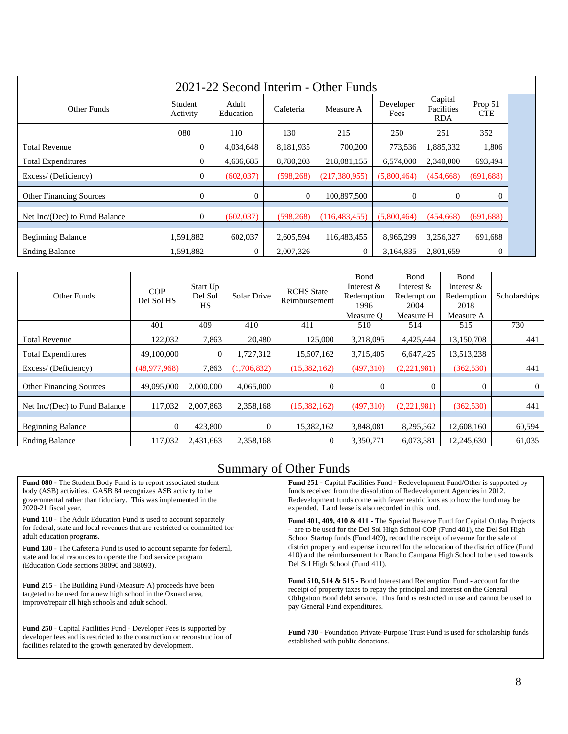# 2021-22 Second Interim - Other Funds

| Other Funds | Student Activity | Adult Education | Cafeteria | Measure A | Developer Fees | Capital Facilities RDA | Prop 51 CTE |
|---|---|---|---|---|---|---|---|
| | 080 | 110 | 130 | 215 | 250 | 251 | 352 |
| Total Revenue | 0 | 4,034,648 | 8,181,935 | 700,200 | 773,536 | 1,885,332 | 1,806 |
| Total Expenditures | 0 | 4,636,685 | 8,780,203 | 218,081,155 | 6,574,000 | 2,340,000 | 693,494 |
| Excess/ (Deficiency) | 0 | (602,037) | (598,268) | (217,380,955) | (5,800,464) | (454,668) | (691,688) |
| Other Financing Sources | 0 | 0 | 0 | 100,897,500 | 0 | 0 | 0 |
| Net Inc/(Dec) to Fund Balance | 0 | (602,037) | (598,268) | (116,483,455) | (5,800,464) | (454,668) | (691,688) |
| Beginning Balance | 1,591,882 | 602,037 | 2,605,594 | 116,483,455 | 8,965,299 | 3,256,327 | 691,688 |
| Ending Balance | 1,591,882 | 0 | 2,007,326 | 0 | 3,164,835 | 2,801,659 | 0 |

| Other Funds | COP Del Sol HS | Start Up Del Sol HS | Solar Drive | RCHS State Reimbursement | Bond Interest & Redemption 1996 Measure Q | Bond Interest & Redemption 2004 Measure H | Bond Interest & Redemption 2018 Measure A | Scholarships |
|---|---|---|---|---|---|---|---|---|
| | 401 | 409 | 410 | 411 | 510 | 514 | 515 | 730 |
| Total Revenue | 122,032 | 7,863 | 20,480 | 125,000 | 3,218,095 | 4,425,444 | 13,150,708 | 441 |
| Total Expenditures | 49,100,000 | 0 | 1,727,312 | 15,507,162 | 3,715,405 | 6,647,425 | 13,513,238 | |
| Excess/ (Deficiency) | (48,977,968) | 7,863 | (1,706,832) | (15,382,162) | (497,310) | (2,221,981) | (362,530) | 441 |
| Other Financing Sources | 49,095,000 | 2,000,000 | 4,065,000 | 0 | 0 | 0 | 0 | 0 |
| Net Inc/(Dec) to Fund Balance | 117,032 | 2,007,863 | 2,358,168 | (15,382,162) | (497,310) | (2,221,981) | (362,530) | 441 |
| Beginning Balance | 0 | 423,800 | 0 | 15,382,162 | 3,848,081 | 8,295,362 | 12,608,160 | 60,594 |
| Ending Balance | 117,032 | 2,431,663 | 2,358,168 | 0 | 3,350,771 | 6,073,381 | 12,245,630 | 61,035 |

## Summary of Other Funds

**Fund 080 -** The Student Body Fund is to report associated student body (ASB) activities. GASB 84 recognizes ASB activity to be governmental rather than fiduciary. This was implemented in the 2020-21 fiscal year.

**Fund 110** - The Adult Education Fund is used to account separately for federal, state and local revenues that are restricted or committed for adult education programs.

**Fund 130** - The Cafeteria Fund is used to account separate for federal, state and local resources to operate the food service program (Education Code sections 38090 and 38093).

**Fund 215** - The Building Fund (Measure A) proceeds have been targeted to be used for a new high school in the Oxnard area, improve/repair all high schools and adult school.

**Fund 250** - Capital Facilities Fund - Developer Fees is supported by developer fees and is restricted to the construction or reconstruction of facilities related to the growth generated by development.

**Fund 251** - Capital Facilities Fund - Redevelopment Fund/Other is supported by funds received from the dissolution of Redevelopment Agencies in 2012. Redevelopment funds come with fewer restrictions as to how the fund may be expended. Land lease is also recorded in this fund.

**Fund 401, 409, 410 & 411** - The Special Reserve Fund for Capital Outlay Projects - are to be used for the Del Sol High School COP (Fund 401), the Del Sol High School Startup funds (Fund 409), record the receipt of revenue for the sale of district property and expense incurred for the relocation of the district office (Fund 410) and the reimbursement for Rancho Campana High School to be used towards Del Sol High School (Fund 411).

**Fund 510, 514 & 515** - Bond Interest and Redemption Fund - account for the receipt of property taxes to repay the principal and interest on the General Obligation Bond debt service. This fund is restricted in use and cannot be used to pay General Fund expenditures.

**Fund 730** - Foundation Private-Purpose Trust Fund is used for scholarship funds established with public donations.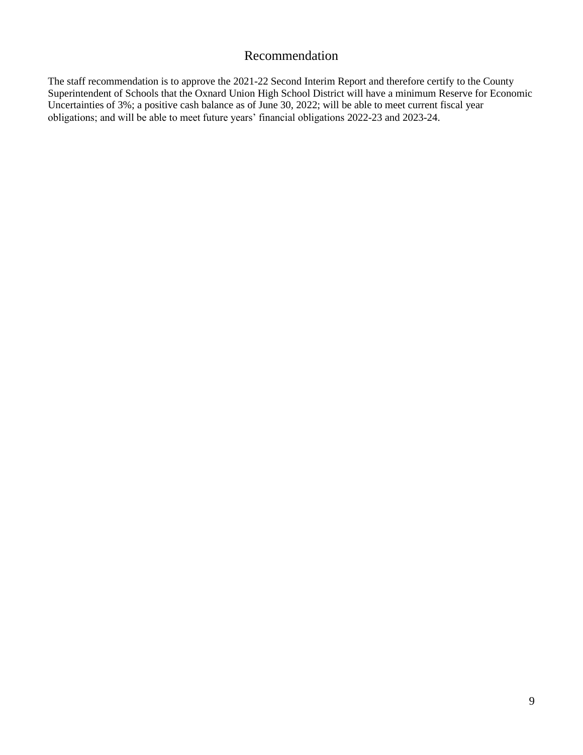# Recommendation

The staff recommendation is to approve the 2021-22 Second Interim Report and therefore certify to the County Superintendent of Schools that the Oxnard Union High School District will have a minimum Reserve for Economic Uncertainties of 3%; a positive cash balance as of June 30, 2022; will be able to meet current fiscal year obligations; and will be able to meet future years' financial obligations 2022-23 and 2023-24.